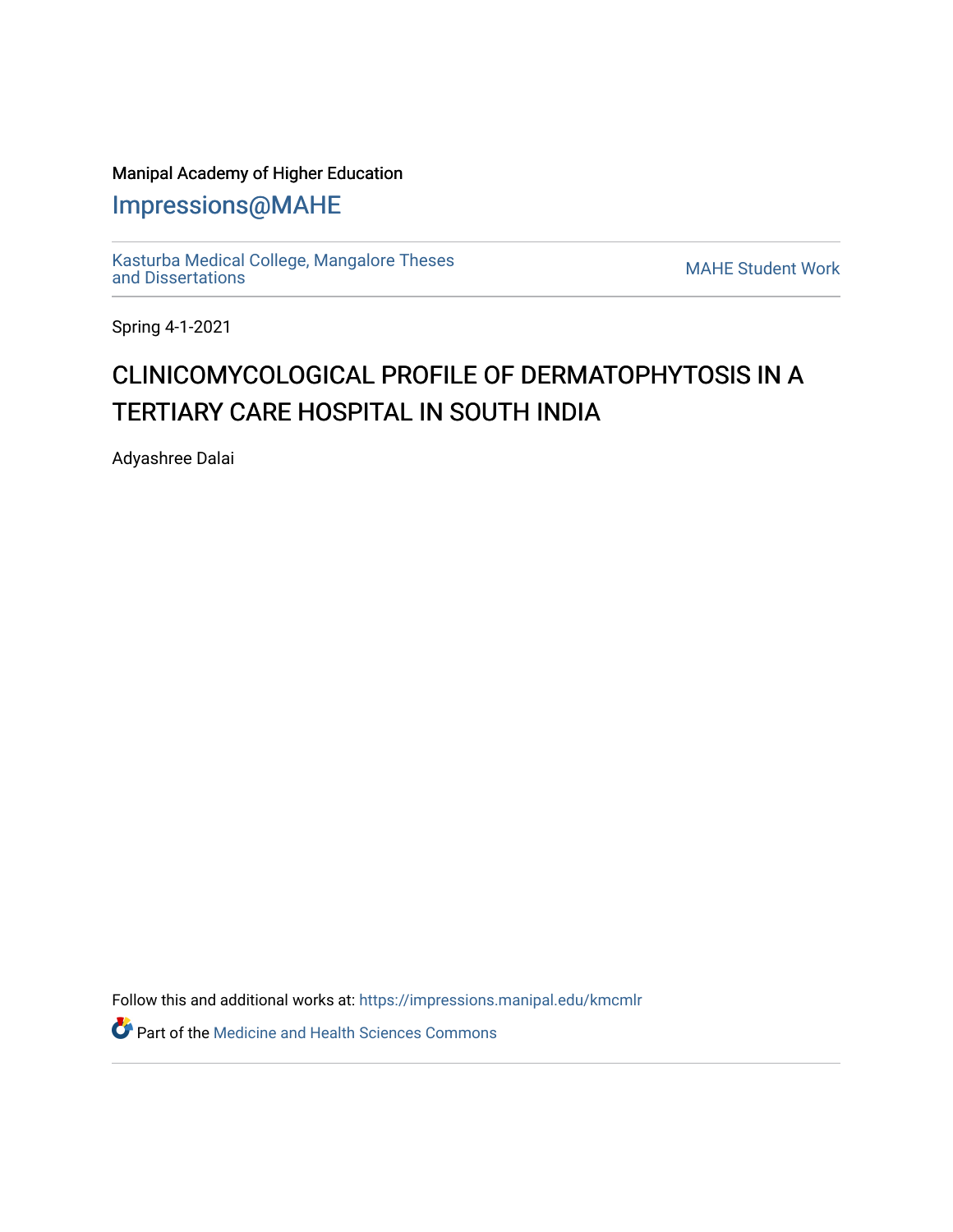Manipal Academy of Higher Education

# Impressions@MAHE

Kasturba Medical College, Mangalore Theses and Dissertations

MAHE Student Work

Spring 4-1-2021

## CLINICOMYCOLOGICAL PROFILE OF DERMATOPHYTOSIS IN A TERTIARY CARE HOSPITAL IN SOUTH INDIA

Adyashree Dalai

Follow this and additional works at: https://impressions.manipal.edu/kmcmlr

Part of the Medicine and Health Sciences Commons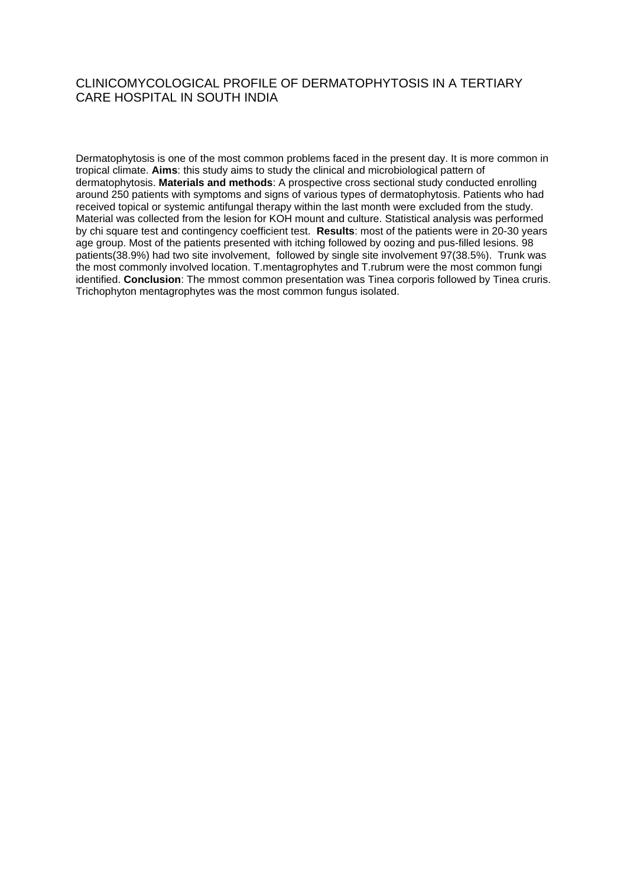# CLINICOMYCOLOGICAL PROFILE OF DERMATOPHYTOSIS IN A TERTIARY CARE HOSPITAL IN SOUTH INDIA

Dermatophytosis is one of the most common problems faced in the present day. It is more common in tropical climate. **Aims**: this study aims to study the clinical and microbiological pattern of dermatophytosis. **Materials and methods**: A prospective cross sectional study conducted enrolling around 250 patients with symptoms and signs of various types of dermatophytosis. Patients who had received topical or systemic antifungal therapy within the last month were excluded from the study. Material was collected from the lesion for KOH mount and culture. Statistical analysis was performed by chi square test and contingency coefficient test. **Results**: most of the patients were in 20-30 years age group. Most of the patients presented with itching followed by oozing and pus-filled lesions. 98 patients(38.9%) had two site involvement, followed by single site involvement 97(38.5%). Trunk was the most commonly involved location. T.mentagrophytes and T.rubrum were the most common fungi identified. **Conclusion**: The mmost common presentation was Tinea corporis followed by Tinea cruris. Trichophyton mentagrophytes was the most common fungus isolated.